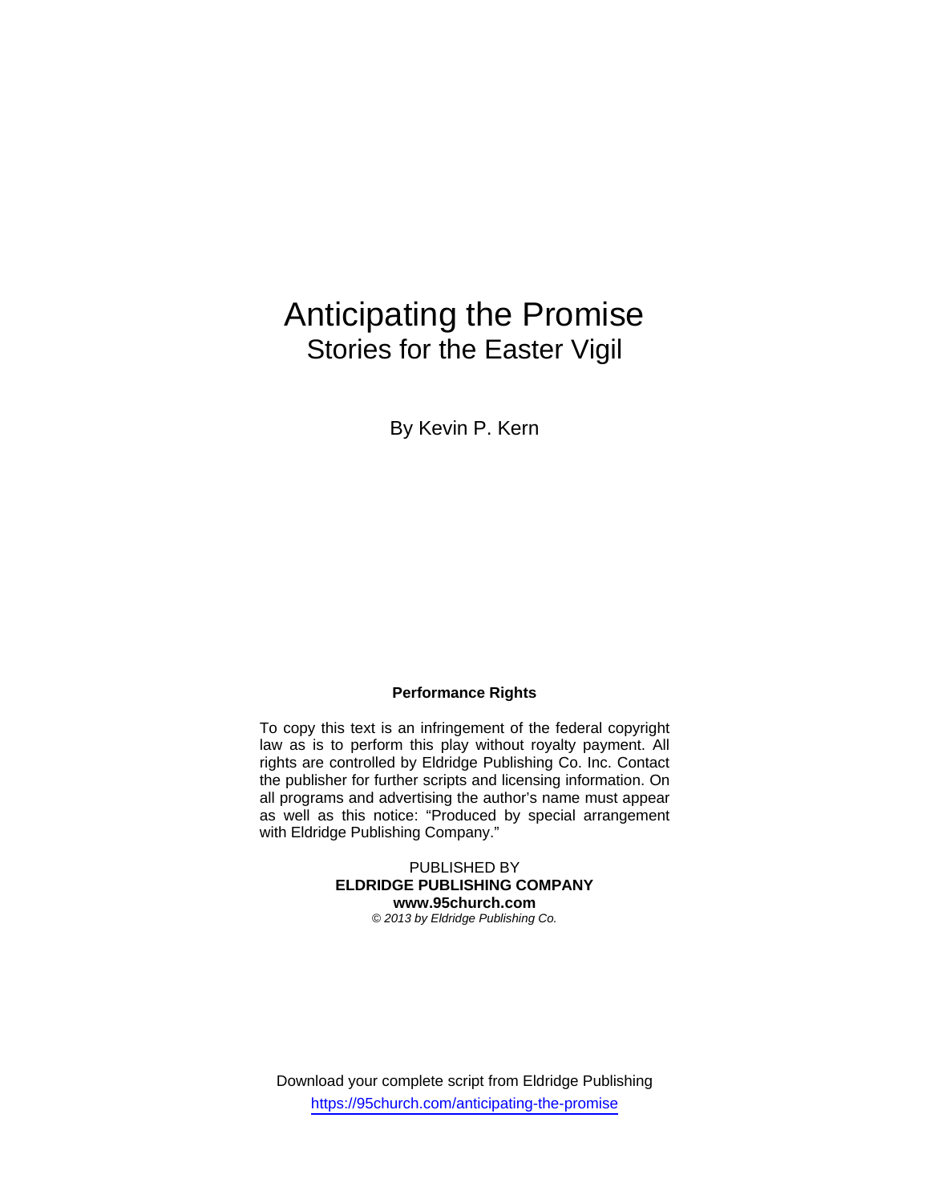# Anticipating the Promise

## Stories for the Easter Vigil

By Kevin P. Kern

**Performance Rights**

To copy this text is an infringement of the federal copyright law as is to perform this play without royalty payment. All rights are controlled by Eldridge Publishing Co. Inc. Contact the publisher for further scripts and licensing information. On all programs and advertising the author's name must appear as well as this notice: "Produced by special arrangement with Eldridge Publishing Company."

PUBLISHED BY
**ELDRIDGE PUBLISHING COMPANY**
**www.95church.com**
*© 2013 by Eldridge Publishing Co.*

Download your complete script from Eldridge Publishing
https://95church.com/anticipating-the-promise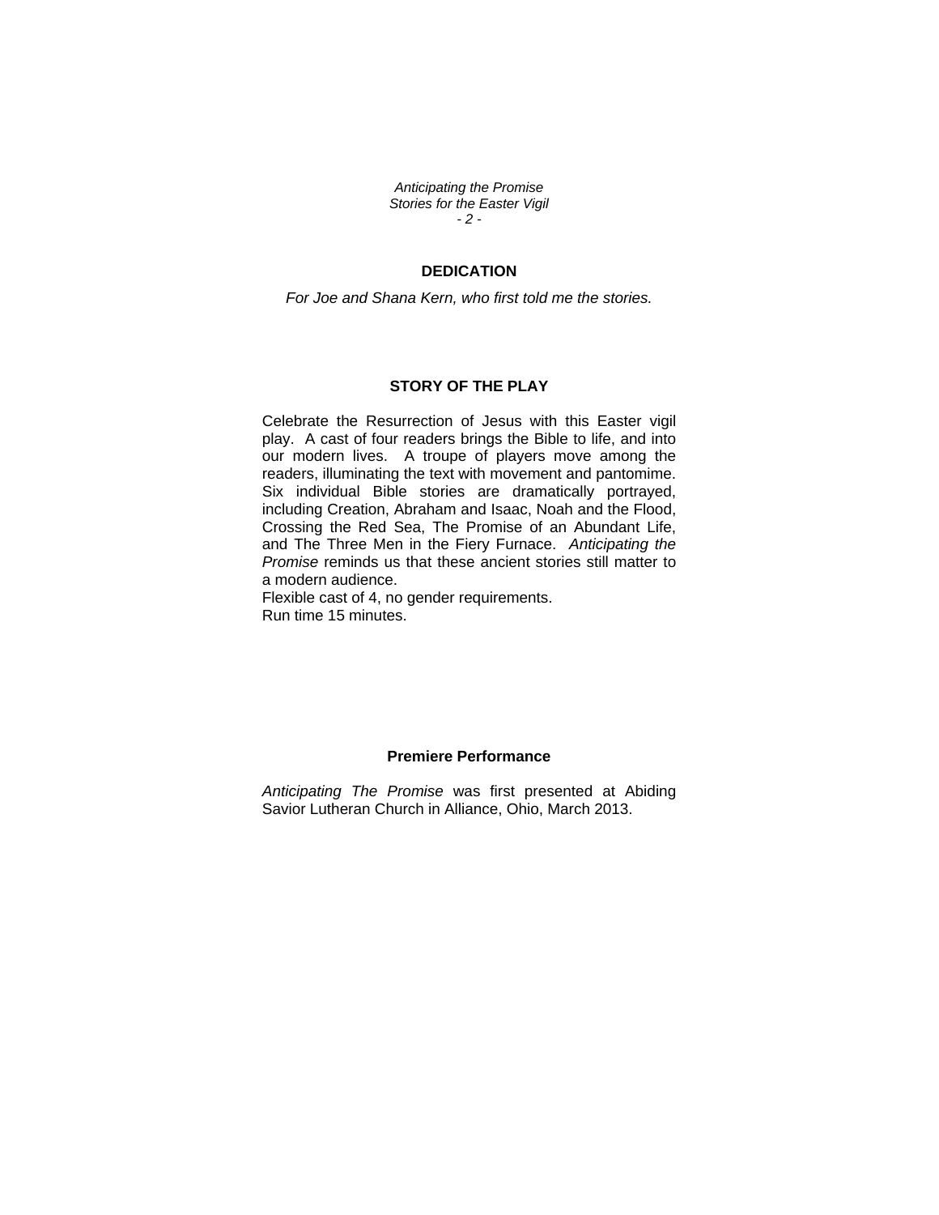## DEDICATION

*For Joe and Shana Kern, who first told me the stories.*

## STORY OF THE PLAY

Celebrate the Resurrection of Jesus with this Easter vigil play. A cast of four readers brings the Bible to life, and into our modern lives. A troupe of players move among the readers, illuminating the text with movement and pantomime. Six individual Bible stories are dramatically portrayed, including Creation, Abraham and Isaac, Noah and the Flood, Crossing the Red Sea, The Promise of an Abundant Life, and The Three Men in the Fiery Furnace. *Anticipating the Promise* reminds us that these ancient stories still matter to a modern audience.
Flexible cast of 4, no gender requirements.
Run time 15 minutes.

## Premiere Performance

*Anticipating The Promise* was first presented at Abiding Savior Lutheran Church in Alliance, Ohio, March 2013.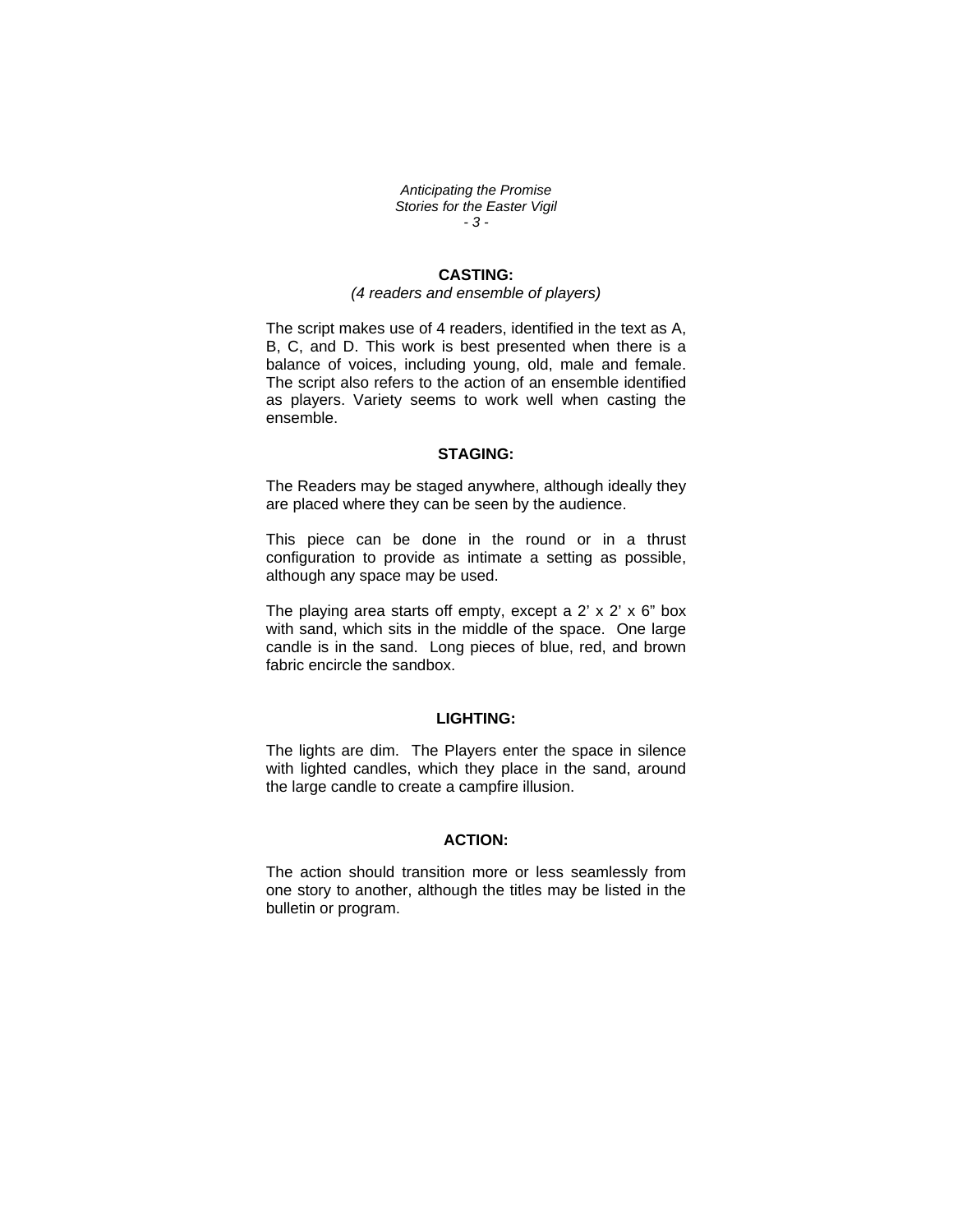## CASTING:

*(4 readers and ensemble of players)*

The script makes use of 4 readers, identified in the text as A, B, C, and D. This work is best presented when there is a balance of voices, including young, old, male and female. The script also refers to the action of an ensemble identified as players. Variety seems to work well when casting the ensemble.

## STAGING:

The Readers may be staged anywhere, although ideally they are placed where they can be seen by the audience.

This piece can be done in the round or in a thrust configuration to provide as intimate a setting as possible, although any space may be used.

The playing area starts off empty, except a 2' x 2' x 6" box with sand, which sits in the middle of the space. One large candle is in the sand. Long pieces of blue, red, and brown fabric encircle the sandbox.

## LIGHTING:

The lights are dim. The Players enter the space in silence with lighted candles, which they place in the sand, around the large candle to create a campfire illusion.

## ACTION:

The action should transition more or less seamlessly from one story to another, although the titles may be listed in the bulletin or program.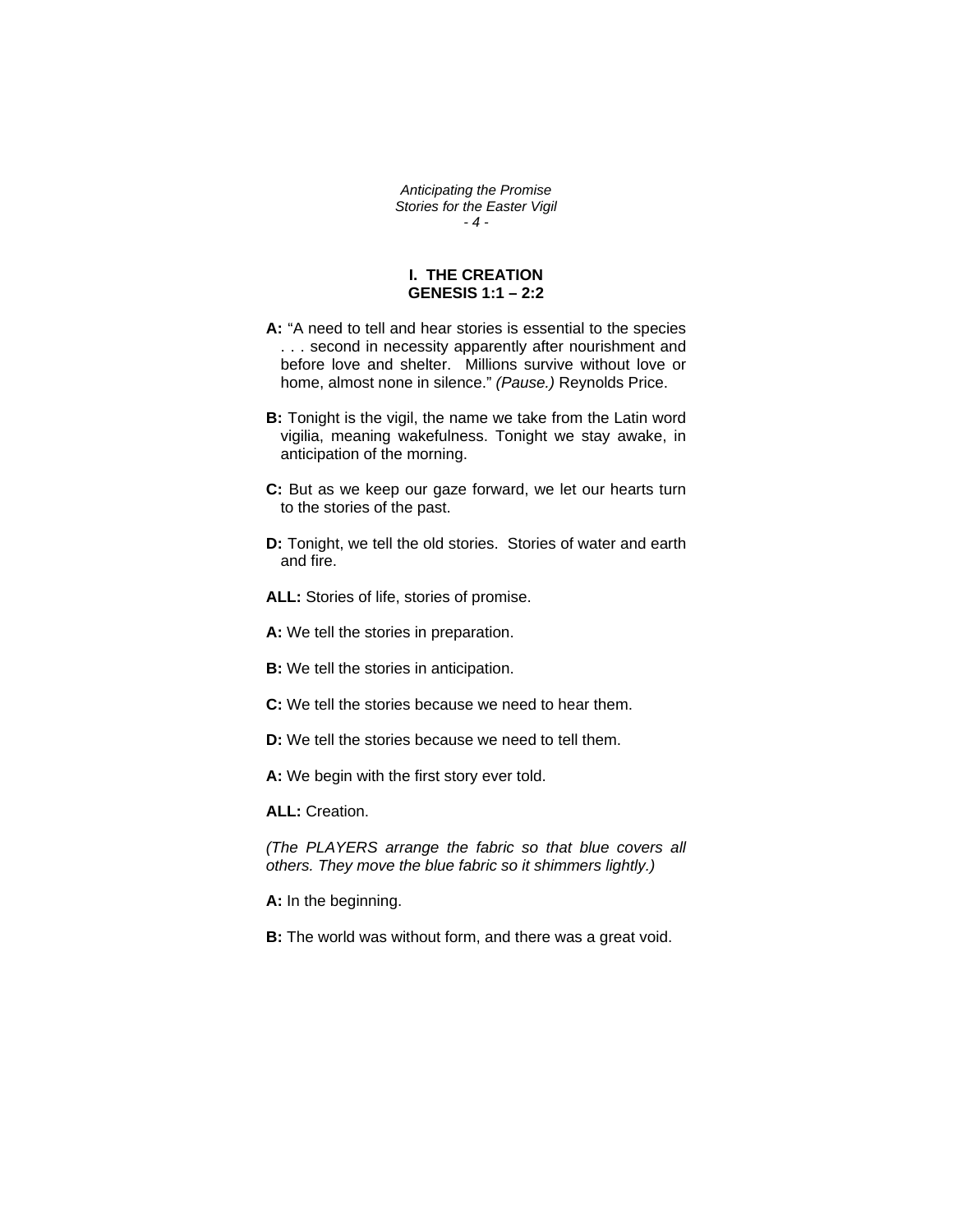## I. THE CREATION
## GENESIS 1:1 – 2:2

**A:** "A need to tell and hear stories is essential to the species . . . second in necessity apparently after nourishment and before love and shelter. Millions survive without love or home, almost none in silence." *(Pause.)* Reynolds Price.

**B:** Tonight is the vigil, the name we take from the Latin word vigilia, meaning wakefulness. Tonight we stay awake, in anticipation of the morning.

**C:** But as we keep our gaze forward, we let our hearts turn to the stories of the past.

**D:** Tonight, we tell the old stories. Stories of water and earth and fire.

**ALL:** Stories of life, stories of promise.

**A:** We tell the stories in preparation.

**B:** We tell the stories in anticipation.

**C:** We tell the stories because we need to hear them.

**D:** We tell the stories because we need to tell them.

**A:** We begin with the first story ever told.

**ALL:** Creation.

*(The PLAYERS arrange the fabric so that blue covers all others. They move the blue fabric so it shimmers lightly.)*

**A:** In the beginning.

**B:** The world was without form, and there was a great void.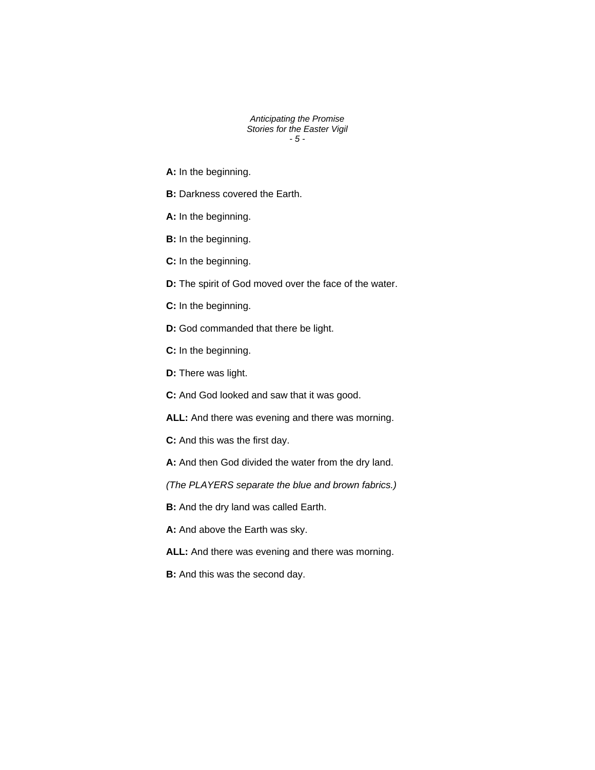**A:** In the beginning.

**B:** Darkness covered the Earth.

**A:** In the beginning.

**B:** In the beginning.

**C:** In the beginning.

**D:** The spirit of God moved over the face of the water.

**C:** In the beginning.

**D:** God commanded that there be light.

**C:** In the beginning.

**D:** There was light.

**C:** And God looked and saw that it was good.

**ALL:** And there was evening and there was morning.

**C:** And this was the first day.

**A:** And then God divided the water from the dry land.

*(The PLAYERS separate the blue and brown fabrics.)*

**B:** And the dry land was called Earth.

**A:** And above the Earth was sky.

**ALL:** And there was evening and there was morning.

**B:** And this was the second day.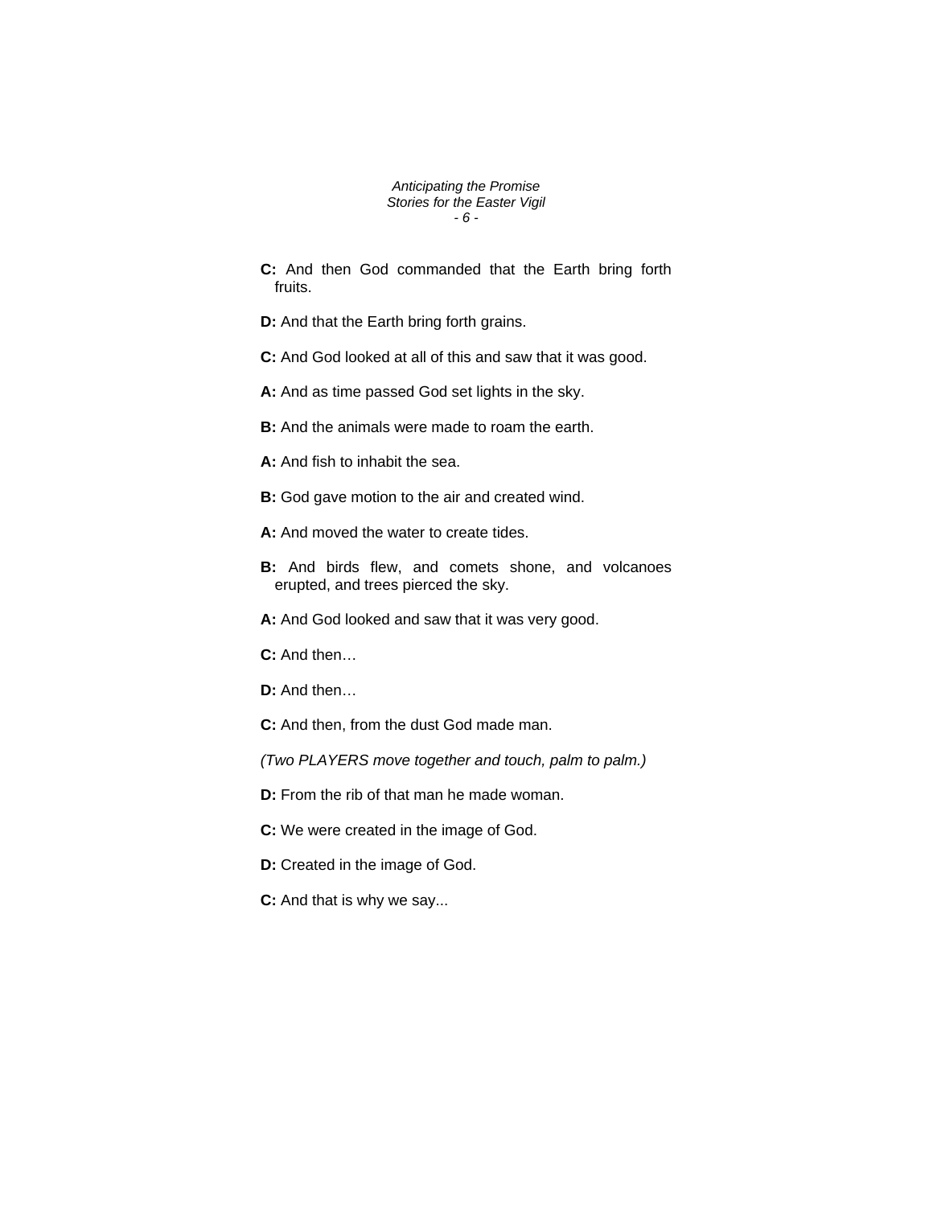**C:** And then God commanded that the Earth bring forth fruits.

**D:** And that the Earth bring forth grains.

**C:** And God looked at all of this and saw that it was good.

**A:** And as time passed God set lights in the sky.

**B:** And the animals were made to roam the earth.

**A:** And fish to inhabit the sea.

**B:** God gave motion to the air and created wind.

**A:** And moved the water to create tides.

**B:** And birds flew, and comets shone, and volcanoes erupted, and trees pierced the sky.

**A:** And God looked and saw that it was very good.

**C:** And then…

**D:** And then…

**C:** And then, from the dust God made man.

*(Two PLAYERS move together and touch, palm to palm.)*

**D:** From the rib of that man he made woman.

**C:** We were created in the image of God.

**D:** Created in the image of God.

**C:** And that is why we say...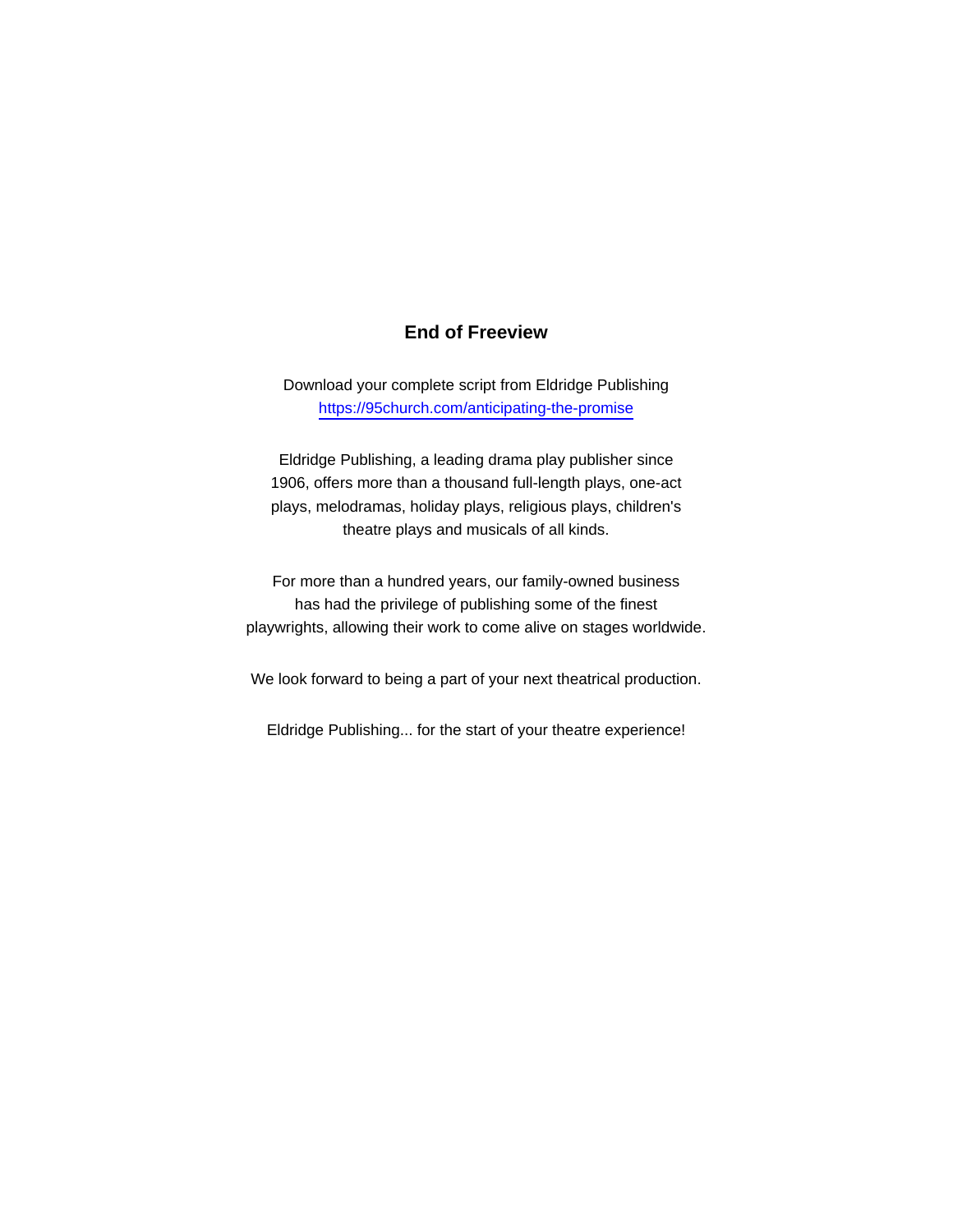## End of Freeview

Download your complete script from Eldridge Publishing
https://95church.com/anticipating-the-promise

Eldridge Publishing, a leading drama play publisher since 1906, offers more than a thousand full-length plays, one-act plays, melodramas, holiday plays, religious plays, children's theatre plays and musicals of all kinds.

For more than a hundred years, our family-owned business has had the privilege of publishing some of the finest playwrights, allowing their work to come alive on stages worldwide.

We look forward to being a part of your next theatrical production.

Eldridge Publishing... for the start of your theatre experience!